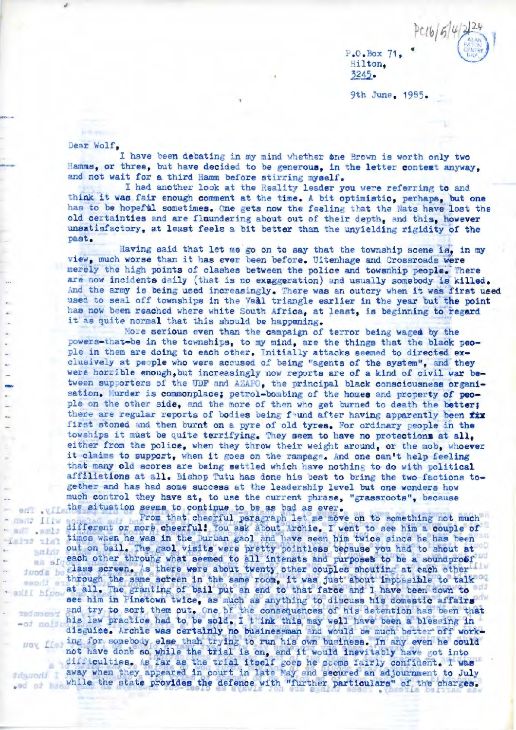PC16/5/4/2/24

P.O.Box 71,
Hilton,
3245.

9th June, 1985.

Dear Wolf,

I have been debating in my mind whether one Brown is worth only two Hamms, or three, but have decided to be generous, in the letter contest anyway, and not wait for a third Hamm before stirring myself.

I had another look at the Reality leader you were referring to and think it was fair enough comment at the time. A bit optimistic, perhaps, but one has to be hopeful sometimes. One gets now the feeling that the Nats have lost the old certainties and are floundering about out of their depth, and this, however unsatisfactory, at least feels a bit better than the unyielding rigidity of the past.

Having said that let me go on to say that the township scene is, in my view, much worse than it has ever been before. Uitenhage and Crossroads were merely the high points of clashes between the police and township people. There are now incidents daily (that is no exaggeration) and usually somebody is killed. And the army is being used increasingly. There was an outcry when it was first used used to seal off townships in the Vaal triangle earlier in the year but the point has now been reached where white South Africa, at least, is beginning to regard it as quite normal that this should be happening.

More serious even than the campaign of terror being waged by the powers-that-be in the townships, to my mind, are the things that the black people in them are doing to each other. Initially attacks seemed to directed exclusively at people who were accused of being "agents of the system", and they were horrible enough, but increasingly now reports are of a kind of civil war between supporters of the UDF and AZAPO, the principal black consciousness organisation. Murder is commonplace; petrol-bombing of the homes and property of people on the other side, and the more of them who get burned to death the better; there are regular reports of bodies being found after having apparently been fix first stoned and then burnt on a pyre of old tyres. For ordinary people in the towships it must be quite terrifying. They seem to have no protections at all, either from the police, when they throw their weight around, or the mob, whoever it claims to support, when it goes on the rampage. And one can't help feeling that many old scores are being settled which have nothing to do with political affiliations at all. Bishop Tutu has done his best to bring the two factions together and has had some success at the leadership level but one wonders how much control they have at, to use the current phrase, "grassroots", because the situation seems to continue to be as bad as ever.

From that cheerful paragraph let me move on to something not much different or more cheerful! You ask about Archie. I went to see him a couple of times when he was in the Durban gaol and have seen him twice since he has been out on bail. The gaol visits were pretty pointless because you had to shout at each other throuhg what seemed to all intensts and purposes to be a soundproof glass screen. As there were about twenty other couples shouting at each other through the same screen in the same room, it was just about impossible to talk at all. The granting of bail put an end to that farce and I have been down to see him in Pinetown twice, as much as anything to discuss his domestic affairs and try to sort them out. One of the consequences of his detention has been that his law practice had to be sold. I think this may well have been a blessing in disguise. Archie was certainly no businessman and would be much better off working for somebody else than trying to run his own business. In any even he could not have done so while the trial is on, and it would inevitably have got into difficulties. As far as the trial itself goes he seems fairly confident. I was away when they appeared in court in late May and secured an adjournment to July while the state provides the defence with "further particulars" of the charges.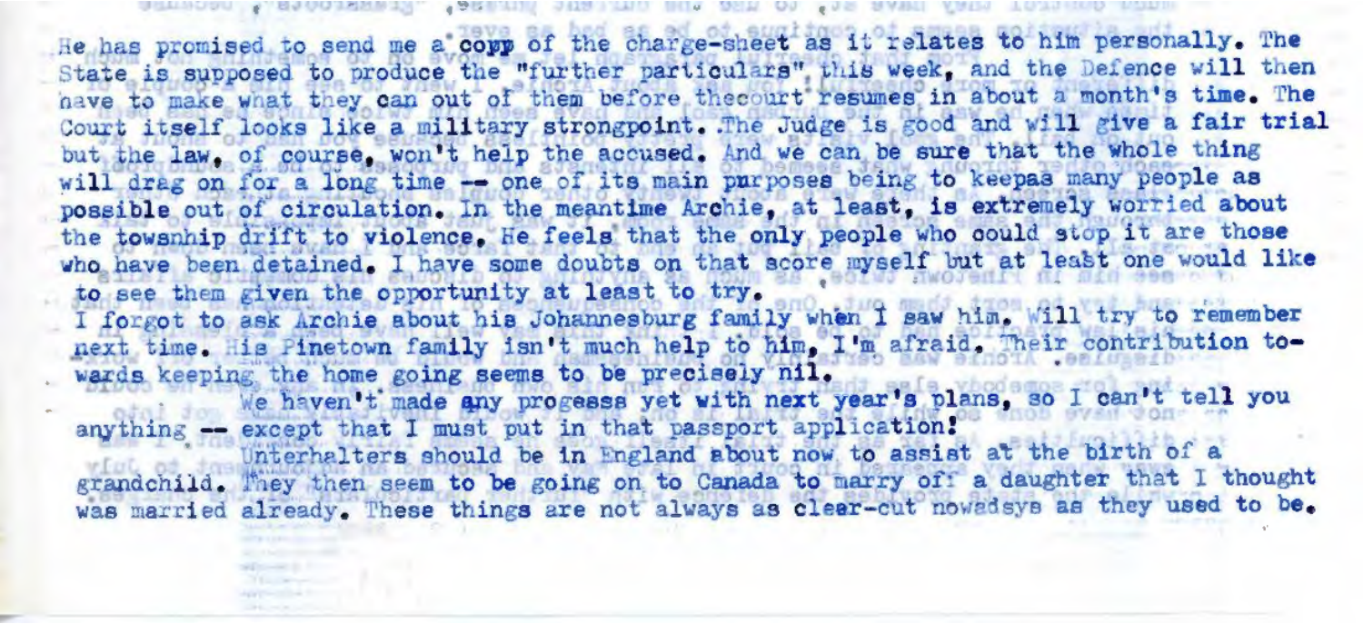He has promised to send me a copp of the charge-sheet as it relates to him personally. The State is supposed to produce the "further particulars" this week, and the Defence will then have to make what they can out of them before thecourt resumes in about a month's time. The Court itself looks like a military strongpoint. The Judge is good and will give a fair trial but the law, of course, won't help the accused. And we can be sure that the whole thing will drag on for a long time -- one of its main purposes being to keepas many people as possible out of circulation. In the meantime Archie, at least, is extremely worried about the township drift to violence. He feels that the only people who could stop it are those who have been detained. I have some doubts on that score myself but at least one would like to see them given the opportunity at least to try.

I forgot to ask Archie about his Johannesburg family when I saw him. Will try to remember next time. His Pinetown family isn't much help to him, I'm afraid. Their contribution towards keeping the home going seems to be precisely nil.

We haven't made any progesss yet with next year's plans, so I can't tell you anything -- except that I must put in that passport application!

Unterhalters should be in England about now to assist at the birth of a grandchild. They then seem to be going on to Canada to marry off a daughter that I thought was married already. These things are not always as clear-cut nowadsys as they used to be.